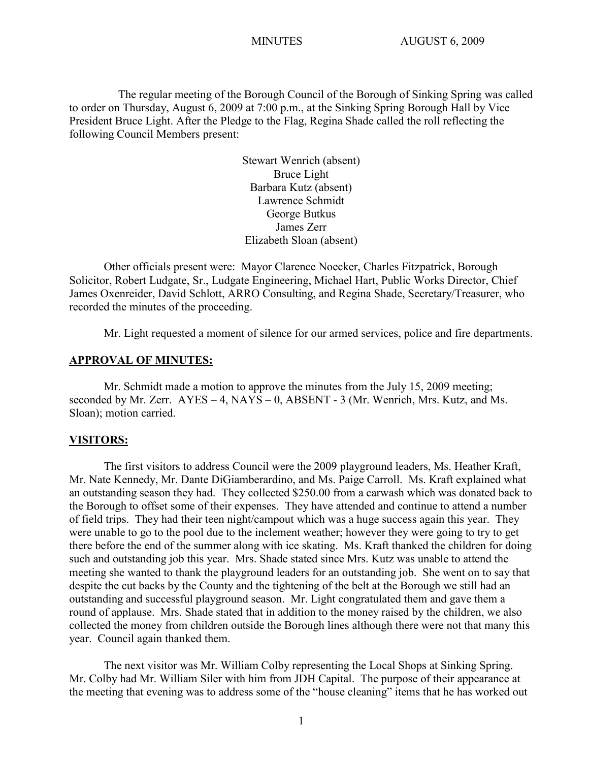MINUTES AUGUST 6, 2009

The regular meeting of the Borough Council of the Borough of Sinking Spring was called to order on Thursday, August 6, 2009 at 7:00 p.m., at the Sinking Spring Borough Hall by Vice President Bruce Light. After the Pledge to the Flag, Regina Shade called the roll reflecting the following Council Members present:

Stewart Wenrich (absent)
Bruce Light
Barbara Kutz (absent)
Lawrence Schmidt
George Butkus
James Zerr
Elizabeth Sloan (absent)

Other officials present were: Mayor Clarence Noecker, Charles Fitzpatrick, Borough Solicitor, Robert Ludgate, Sr., Ludgate Engineering, Michael Hart, Public Works Director, Chief James Oxenreider, David Schlott, ARRO Consulting, and Regina Shade, Secretary/Treasurer, who recorded the minutes of the proceeding.

Mr. Light requested a moment of silence for our armed services, police and fire departments.

## APPROVAL OF MINUTES:

Mr. Schmidt made a motion to approve the minutes from the July 15, 2009 meeting; seconded by Mr. Zerr. AYES – 4, NAYS – 0, ABSENT - 3 (Mr. Wenrich, Mrs. Kutz, and Ms. Sloan); motion carried.

## VISITORS:

The first visitors to address Council were the 2009 playground leaders, Ms. Heather Kraft, Mr. Nate Kennedy, Mr. Dante DiGiamberardino, and Ms. Paige Carroll. Ms. Kraft explained what an outstanding season they had. They collected $250.00 from a carwash which was donated back to the Borough to offset some of their expenses. They have attended and continue to attend a number of field trips. They had their teen night/campout which was a huge success again this year. They were unable to go to the pool due to the inclement weather; however they were going to try to get there before the end of the summer along with ice skating. Ms. Kraft thanked the children for doing such and outstanding job this year. Mrs. Shade stated since Mrs. Kutz was unable to attend the meeting she wanted to thank the playground leaders for an outstanding job. She went on to say that despite the cut backs by the County and the tightening of the belt at the Borough we still had an outstanding and successful playground season. Mr. Light congratulated them and gave them a round of applause. Mrs. Shade stated that in addition to the money raised by the children, we also collected the money from children outside the Borough lines although there were not that many this year. Council again thanked them.

The next visitor was Mr. William Colby representing the Local Shops at Sinking Spring. Mr. Colby had Mr. William Siler with him from JDH Capital. The purpose of their appearance at the meeting that evening was to address some of the "house cleaning" items that he has worked out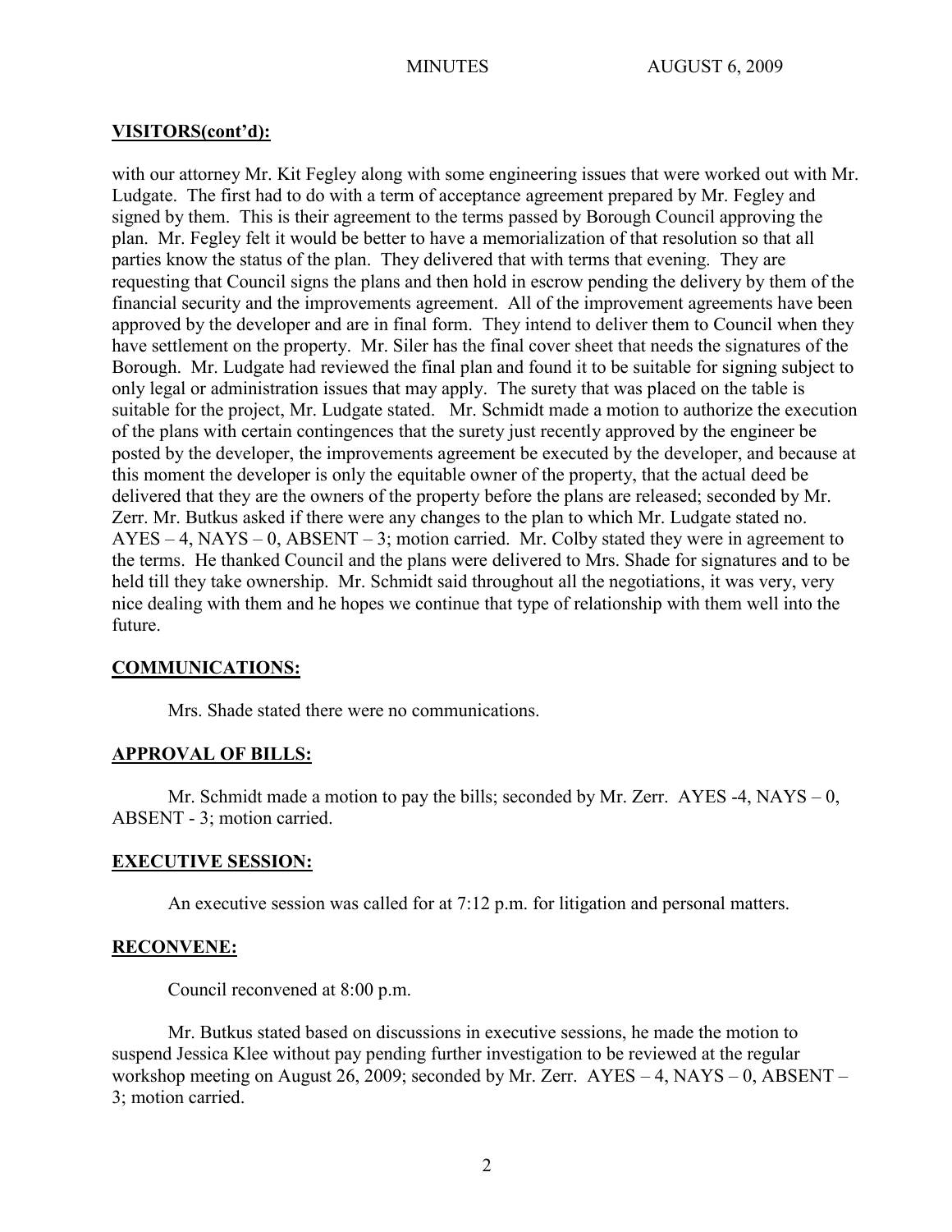## VISITORS(cont'd):

with our attorney Mr. Kit Fegley along with some engineering issues that were worked out with Mr. Ludgate. The first had to do with a term of acceptance agreement prepared by Mr. Fegley and signed by them. This is their agreement to the terms passed by Borough Council approving the plan. Mr. Fegley felt it would be better to have a memorialization of that resolution so that all parties know the status of the plan. They delivered that with terms that evening. They are requesting that Council signs the plans and then hold in escrow pending the delivery by them of the financial security and the improvements agreement. All of the improvement agreements have been approved by the developer and are in final form. They intend to deliver them to Council when they have settlement on the property. Mr. Siler has the final cover sheet that needs the signatures of the Borough. Mr. Ludgate had reviewed the final plan and found it to be suitable for signing subject to only legal or administration issues that may apply. The surety that was placed on the table is suitable for the project, Mr. Ludgate stated. Mr. Schmidt made a motion to authorize the execution of the plans with certain contingences that the surety just recently approved by the engineer be posted by the developer, the improvements agreement be executed by the developer, and because at this moment the developer is only the equitable owner of the property, that the actual deed be delivered that they are the owners of the property before the plans are released; seconded by Mr. Zerr. Mr. Butkus asked if there were any changes to the plan to which Mr. Ludgate stated no. AYES – 4, NAYS – 0, ABSENT – 3; motion carried. Mr. Colby stated they were in agreement to the terms. He thanked Council and the plans were delivered to Mrs. Shade for signatures and to be held till they take ownership. Mr. Schmidt said throughout all the negotiations, it was very, very nice dealing with them and he hopes we continue that type of relationship with them well into the future.

## COMMUNICATIONS:

Mrs. Shade stated there were no communications.

## APPROVAL OF BILLS:

Mr. Schmidt made a motion to pay the bills; seconded by Mr. Zerr. AYES -4, NAYS – 0, ABSENT - 3; motion carried.

## EXECUTIVE SESSION:

An executive session was called for at 7:12 p.m. for litigation and personal matters.

## RECONVENE:

Council reconvened at 8:00 p.m.

Mr. Butkus stated based on discussions in executive sessions, he made the motion to suspend Jessica Klee without pay pending further investigation to be reviewed at the regular workshop meeting on August 26, 2009; seconded by Mr. Zerr. AYES – 4, NAYS – 0, ABSENT – 3; motion carried.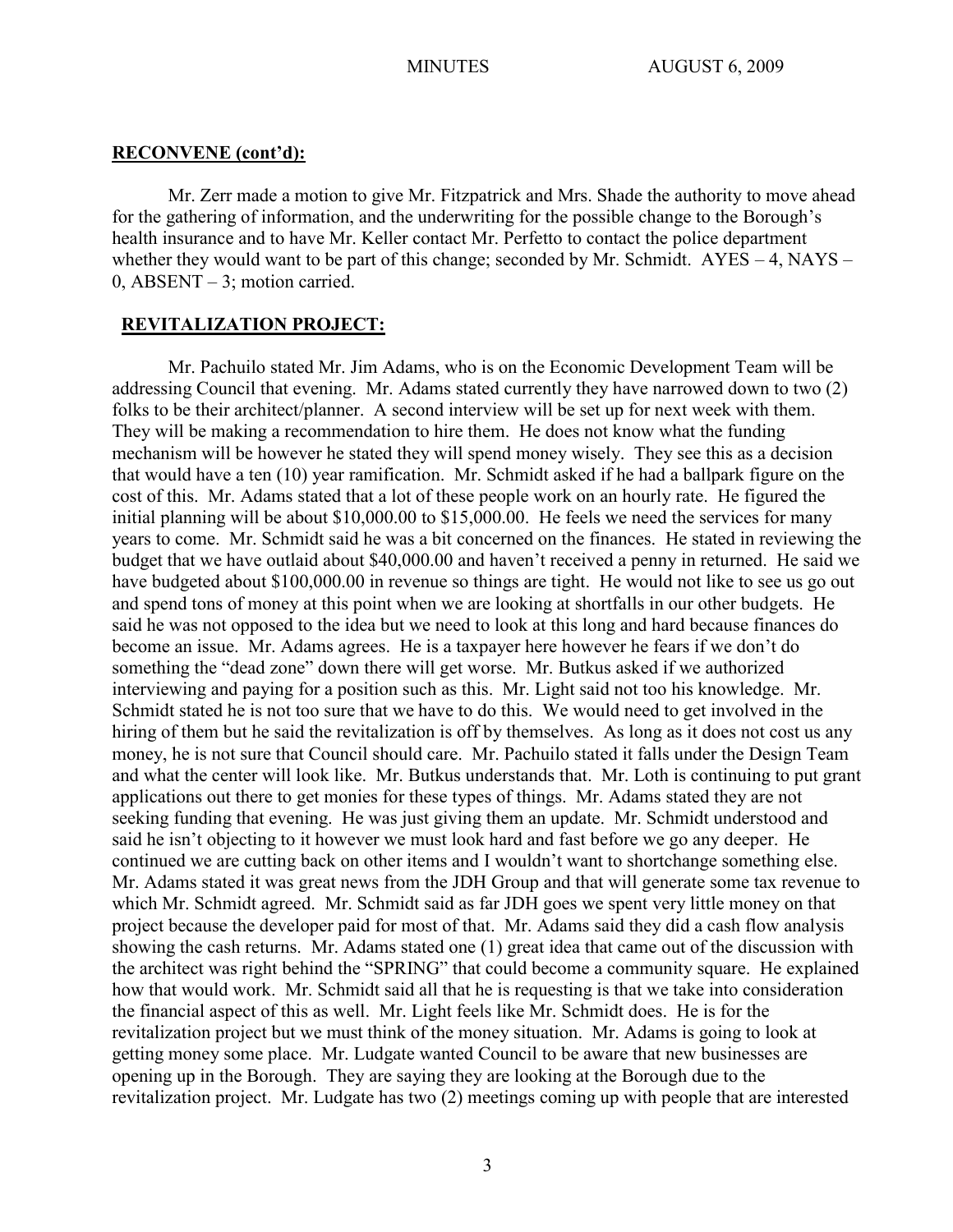## RECONVENE (cont'd):

Mr. Zerr made a motion to give Mr. Fitzpatrick and Mrs. Shade the authority to move ahead for the gathering of information, and the underwriting for the possible change to the Borough's health insurance and to have Mr. Keller contact Mr. Perfetto to contact the police department whether they would want to be part of this change; seconded by Mr. Schmidt. AYES – 4, NAYS – 0, ABSENT – 3; motion carried.

## REVITALIZATION PROJECT:

Mr. Pachuilo stated Mr. Jim Adams, who is on the Economic Development Team will be addressing Council that evening. Mr. Adams stated currently they have narrowed down to two (2) folks to be their architect/planner. A second interview will be set up for next week with them. They will be making a recommendation to hire them. He does not know what the funding mechanism will be however he stated they will spend money wisely. They see this as a decision that would have a ten (10) year ramification. Mr. Schmidt asked if he had a ballpark figure on the cost of this. Mr. Adams stated that a lot of these people work on an hourly rate. He figured the initial planning will be about $10,000.00 to $15,000.00. He feels we need the services for many years to come. Mr. Schmidt said he was a bit concerned on the finances. He stated in reviewing the budget that we have outlaid about $40,000.00 and haven't received a penny in returned. He said we have budgeted about $100,000.00 in revenue so things are tight. He would not like to see us go out and spend tons of money at this point when we are looking at shortfalls in our other budgets. He said he was not opposed to the idea but we need to look at this long and hard because finances do become an issue. Mr. Adams agrees. He is a taxpayer here however he fears if we don't do something the "dead zone" down there will get worse. Mr. Butkus asked if we authorized interviewing and paying for a position such as this. Mr. Light said not too his knowledge. Mr. Schmidt stated he is not too sure that we have to do this. We would need to get involved in the hiring of them but he said the revitalization is off by themselves. As long as it does not cost us any money, he is not sure that Council should care. Mr. Pachuilo stated it falls under the Design Team and what the center will look like. Mr. Butkus understands that. Mr. Loth is continuing to put grant applications out there to get monies for these types of things. Mr. Adams stated they are not seeking funding that evening. He was just giving them an update. Mr. Schmidt understood and said he isn't objecting to it however we must look hard and fast before we go any deeper. He continued we are cutting back on other items and I wouldn't want to shortchange something else. Mr. Adams stated it was great news from the JDH Group and that will generate some tax revenue to which Mr. Schmidt agreed. Mr. Schmidt said as far JDH goes we spent very little money on that project because the developer paid for most of that. Mr. Adams said they did a cash flow analysis showing the cash returns. Mr. Adams stated one (1) great idea that came out of the discussion with the architect was right behind the "SPRING" that could become a community square. He explained how that would work. Mr. Schmidt said all that he is requesting is that we take into consideration the financial aspect of this as well. Mr. Light feels like Mr. Schmidt does. He is for the revitalization project but we must think of the money situation. Mr. Adams is going to look at getting money some place. Mr. Ludgate wanted Council to be aware that new businesses are opening up in the Borough. They are saying they are looking at the Borough due to the revitalization project. Mr. Ludgate has two (2) meetings coming up with people that are interested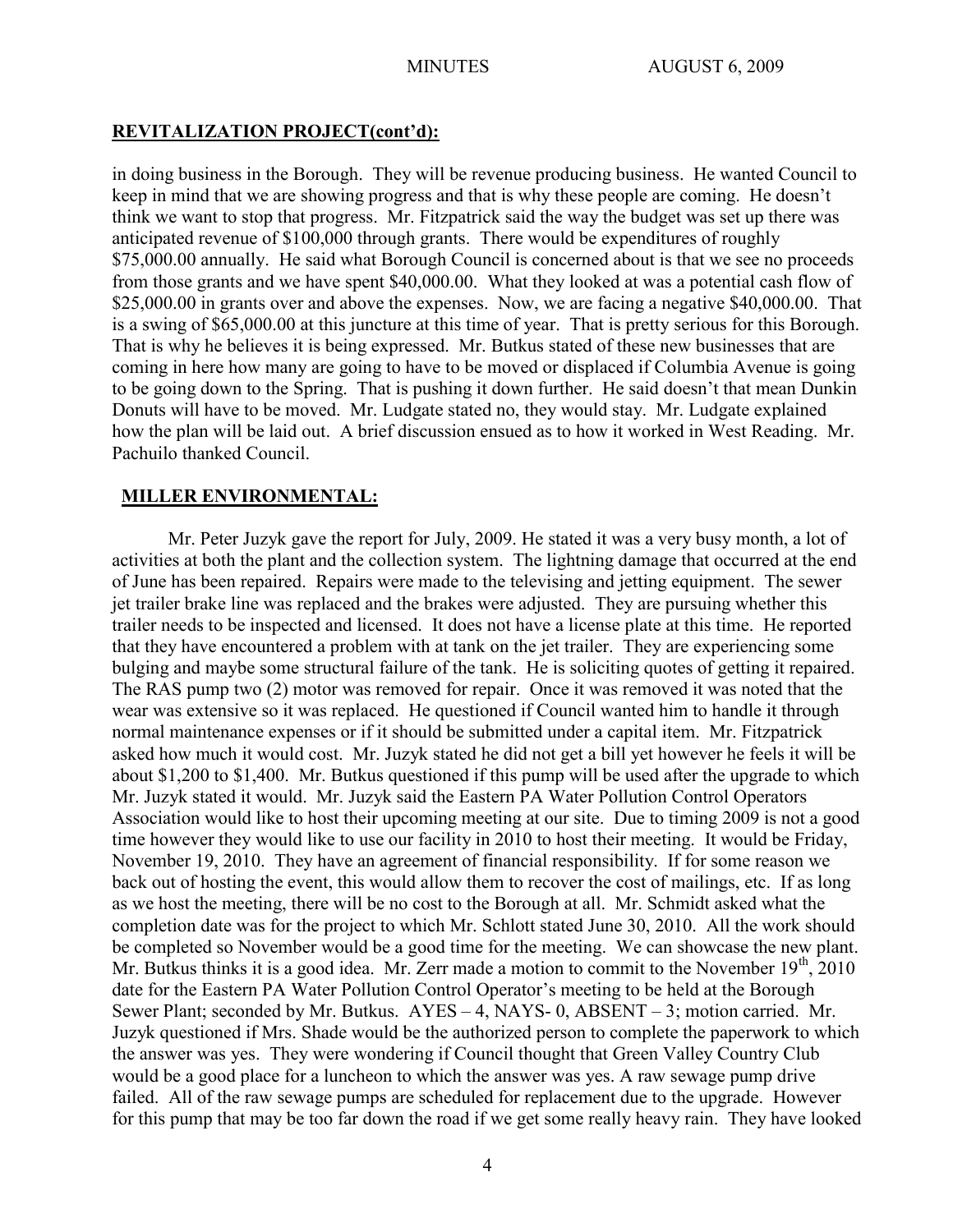## REVITALIZATION PROJECT(cont'd):

in doing business in the Borough. They will be revenue producing business. He wanted Council to keep in mind that we are showing progress and that is why these people are coming. He doesn't think we want to stop that progress. Mr. Fitzpatrick said the way the budget was set up there was anticipated revenue of $100,000 through grants. There would be expenditures of roughly $75,000.00 annually. He said what Borough Council is concerned about is that we see no proceeds from those grants and we have spent $40,000.00. What they looked at was a potential cash flow of $25,000.00 in grants over and above the expenses. Now, we are facing a negative $40,000.00. That is a swing of $65,000.00 at this juncture at this time of year. That is pretty serious for this Borough. That is why he believes it is being expressed. Mr. Butkus stated of these new businesses that are coming in here how many are going to have to be moved or displaced if Columbia Avenue is going to be going down to the Spring. That is pushing it down further. He said doesn't that mean Dunkin Donuts will have to be moved. Mr. Ludgate stated no, they would stay. Mr. Ludgate explained how the plan will be laid out. A brief discussion ensued as to how it worked in West Reading. Mr. Pachuilo thanked Council.

## MILLER ENVIRONMENTAL:

Mr. Peter Juzyk gave the report for July, 2009. He stated it was a very busy month, a lot of activities at both the plant and the collection system. The lightning damage that occurred at the end of June has been repaired. Repairs were made to the televising and jetting equipment. The sewer jet trailer brake line was replaced and the brakes were adjusted. They are pursuing whether this trailer needs to be inspected and licensed. It does not have a license plate at this time. He reported that they have encountered a problem with at tank on the jet trailer. They are experiencing some bulging and maybe some structural failure of the tank. He is soliciting quotes of getting it repaired. The RAS pump two (2) motor was removed for repair. Once it was removed it was noted that the wear was extensive so it was replaced. He questioned if Council wanted him to handle it through normal maintenance expenses or if it should be submitted under a capital item. Mr. Fitzpatrick asked how much it would cost. Mr. Juzyk stated he did not get a bill yet however he feels it will be about $1,200 to $1,400. Mr. Butkus questioned if this pump will be used after the upgrade to which Mr. Juzyk stated it would. Mr. Juzyk said the Eastern PA Water Pollution Control Operators Association would like to host their upcoming meeting at our site. Due to timing 2009 is not a good time however they would like to use our facility in 2010 to host their meeting. It would be Friday, November 19, 2010. They have an agreement of financial responsibility. If for some reason we back out of hosting the event, this would allow them to recover the cost of mailings, etc. If as long as we host the meeting, there will be no cost to the Borough at all. Mr. Schmidt asked what the completion date was for the project to which Mr. Schlott stated June 30, 2010. All the work should be completed so November would be a good time for the meeting. We can showcase the new plant. Mr. Butkus thinks it is a good idea. Mr. Zerr made a motion to commit to the November 19th, 2010 date for the Eastern PA Water Pollution Control Operator's meeting to be held at the Borough Sewer Plant; seconded by Mr. Butkus. AYES – 4, NAYS- 0, ABSENT – 3; motion carried. Mr. Juzyk questioned if Mrs. Shade would be the authorized person to complete the paperwork to which the answer was yes. They were wondering if Council thought that Green Valley Country Club would be a good place for a luncheon to which the answer was yes. A raw sewage pump drive failed. All of the raw sewage pumps are scheduled for replacement due to the upgrade. However for this pump that may be too far down the road if we get some really heavy rain. They have looked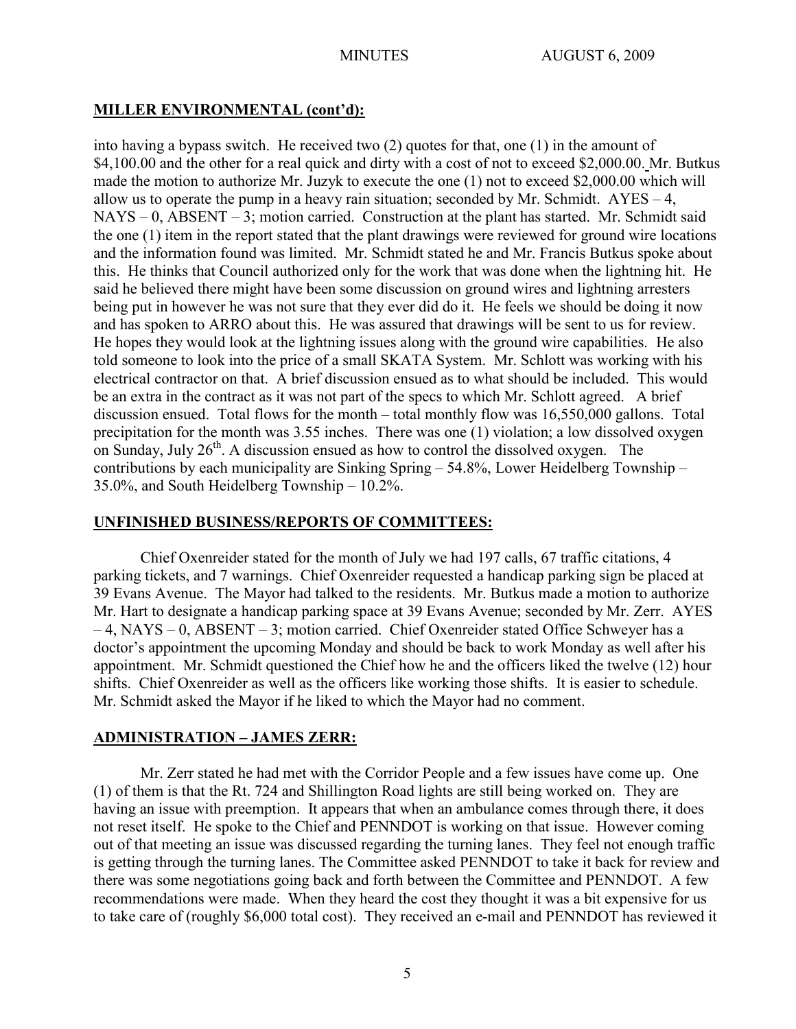## MILLER ENVIRONMENTAL (cont'd):

into having a bypass switch. He received two (2) quotes for that, one (1) in the amount of $4,100.00 and the other for a real quick and dirty with a cost of not to exceed $2,000.00. Mr. Butkus made the motion to authorize Mr. Juzyk to execute the one (1) not to exceed $2,000.00 which will allow us to operate the pump in a heavy rain situation; seconded by Mr. Schmidt. AYES – 4, NAYS – 0, ABSENT – 3; motion carried. Construction at the plant has started. Mr. Schmidt said the one (1) item in the report stated that the plant drawings were reviewed for ground wire locations and the information found was limited. Mr. Schmidt stated he and Mr. Francis Butkus spoke about this. He thinks that Council authorized only for the work that was done when the lightning hit. He said he believed there might have been some discussion on ground wires and lightning arresters being put in however he was not sure that they ever did do it. He feels we should be doing it now and has spoken to ARRO about this. He was assured that drawings will be sent to us for review. He hopes they would look at the lightning issues along with the ground wire capabilities. He also told someone to look into the price of a small SKATA System. Mr. Schlott was working with his electrical contractor on that. A brief discussion ensued as to what should be included. This would be an extra in the contract as it was not part of the specs to which Mr. Schlott agreed. A brief discussion ensued. Total flows for the month – total monthly flow was 16,550,000 gallons. Total precipitation for the month was 3.55 inches. There was one (1) violation; a low dissolved oxygen on Sunday, July 26th. A discussion ensued as how to control the dissolved oxygen. The contributions by each municipality are Sinking Spring – 54.8%, Lower Heidelberg Township – 35.0%, and South Heidelberg Township – 10.2%.

## UNFINISHED BUSINESS/REPORTS OF COMMITTEES:

Chief Oxenreider stated for the month of July we had 197 calls, 67 traffic citations, 4 parking tickets, and 7 warnings. Chief Oxenreider requested a handicap parking sign be placed at 39 Evans Avenue. The Mayor had talked to the residents. Mr. Butkus made a motion to authorize Mr. Hart to designate a handicap parking space at 39 Evans Avenue; seconded by Mr. Zerr. AYES – 4, NAYS – 0, ABSENT – 3; motion carried. Chief Oxenreider stated Office Schweyer has a doctor's appointment the upcoming Monday and should be back to work Monday as well after his appointment. Mr. Schmidt questioned the Chief how he and the officers liked the twelve (12) hour shifts. Chief Oxenreider as well as the officers like working those shifts. It is easier to schedule. Mr. Schmidt asked the Mayor if he liked to which the Mayor had no comment.

## ADMINISTRATION – JAMES ZERR:

Mr. Zerr stated he had met with the Corridor People and a few issues have come up. One (1) of them is that the Rt. 724 and Shillington Road lights are still being worked on. They are having an issue with preemption. It appears that when an ambulance comes through there, it does not reset itself. He spoke to the Chief and PENNDOT is working on that issue. However coming out of that meeting an issue was discussed regarding the turning lanes. They feel not enough traffic is getting through the turning lanes. The Committee asked PENNDOT to take it back for review and there was some negotiations going back and forth between the Committee and PENNDOT. A few recommendations were made. When they heard the cost they thought it was a bit expensive for us to take care of (roughly $6,000 total cost). They received an e-mail and PENNDOT has reviewed it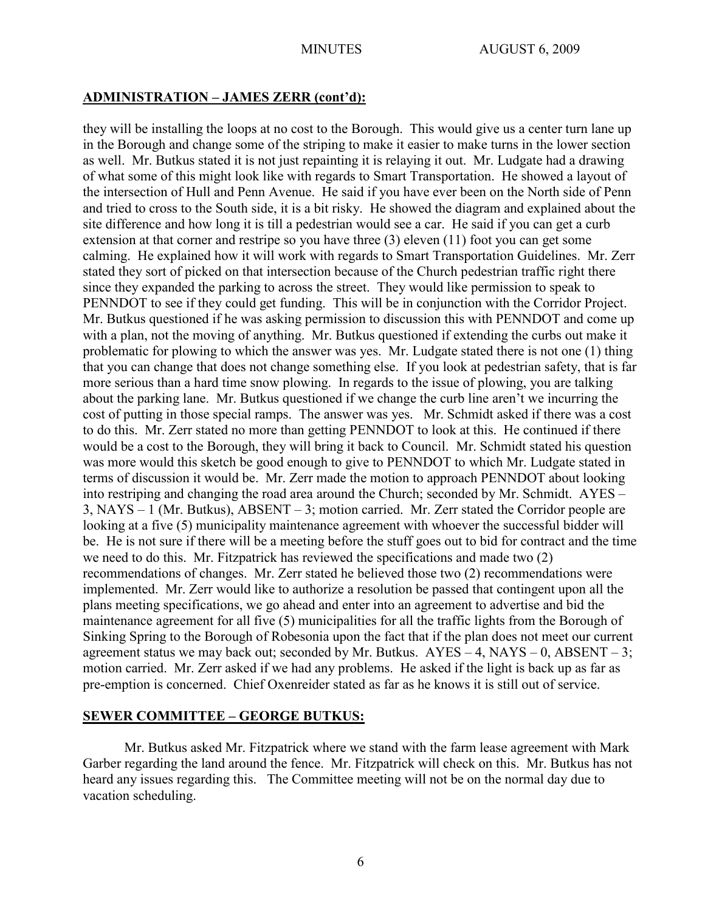## ADMINISTRATION – JAMES ZERR (cont'd):

they will be installing the loops at no cost to the Borough. This would give us a center turn lane up in the Borough and change some of the striping to make it easier to make turns in the lower section as well. Mr. Butkus stated it is not just repainting it is relaying it out. Mr. Ludgate had a drawing of what some of this might look like with regards to Smart Transportation. He showed a layout of the intersection of Hull and Penn Avenue. He said if you have ever been on the North side of Penn and tried to cross to the South side, it is a bit risky. He showed the diagram and explained about the site difference and how long it is till a pedestrian would see a car. He said if you can get a curb extension at that corner and restripe so you have three (3) eleven (11) foot you can get some calming. He explained how it will work with regards to Smart Transportation Guidelines. Mr. Zerr stated they sort of picked on that intersection because of the Church pedestrian traffic right there since they expanded the parking to across the street. They would like permission to speak to PENNDOT to see if they could get funding. This will be in conjunction with the Corridor Project. Mr. Butkus questioned if he was asking permission to discussion this with PENNDOT and come up with a plan, not the moving of anything. Mr. Butkus questioned if extending the curbs out make it problematic for plowing to which the answer was yes. Mr. Ludgate stated there is not one (1) thing that you can change that does not change something else. If you look at pedestrian safety, that is far more serious than a hard time snow plowing. In regards to the issue of plowing, you are talking about the parking lane. Mr. Butkus questioned if we change the curb line aren't we incurring the cost of putting in those special ramps. The answer was yes. Mr. Schmidt asked if there was a cost to do this. Mr. Zerr stated no more than getting PENNDOT to look at this. He continued if there would be a cost to the Borough, they will bring it back to Council. Mr. Schmidt stated his question was more would this sketch be good enough to give to PENNDOT to which Mr. Ludgate stated in terms of discussion it would be. Mr. Zerr made the motion to approach PENNDOT about looking into restriping and changing the road area around the Church; seconded by Mr. Schmidt. AYES – 3, NAYS – 1 (Mr. Butkus), ABSENT – 3; motion carried. Mr. Zerr stated the Corridor people are looking at a five (5) municipality maintenance agreement with whoever the successful bidder will be. He is not sure if there will be a meeting before the stuff goes out to bid for contract and the time we need to do this. Mr. Fitzpatrick has reviewed the specifications and made two (2) recommendations of changes. Mr. Zerr stated he believed those two (2) recommendations were implemented. Mr. Zerr would like to authorize a resolution be passed that contingent upon all the plans meeting specifications, we go ahead and enter into an agreement to advertise and bid the maintenance agreement for all five (5) municipalities for all the traffic lights from the Borough of Sinking Spring to the Borough of Robesonia upon the fact that if the plan does not meet our current agreement status we may back out; seconded by Mr. Butkus. AYES – 4, NAYS – 0, ABSENT – 3; motion carried. Mr. Zerr asked if we had any problems. He asked if the light is back up as far as pre-emption is concerned. Chief Oxenreider stated as far as he knows it is still out of service.

## SEWER COMMITTEE – GEORGE BUTKUS:

Mr. Butkus asked Mr. Fitzpatrick where we stand with the farm lease agreement with Mark Garber regarding the land around the fence. Mr. Fitzpatrick will check on this. Mr. Butkus has not heard any issues regarding this. The Committee meeting will not be on the normal day due to vacation scheduling.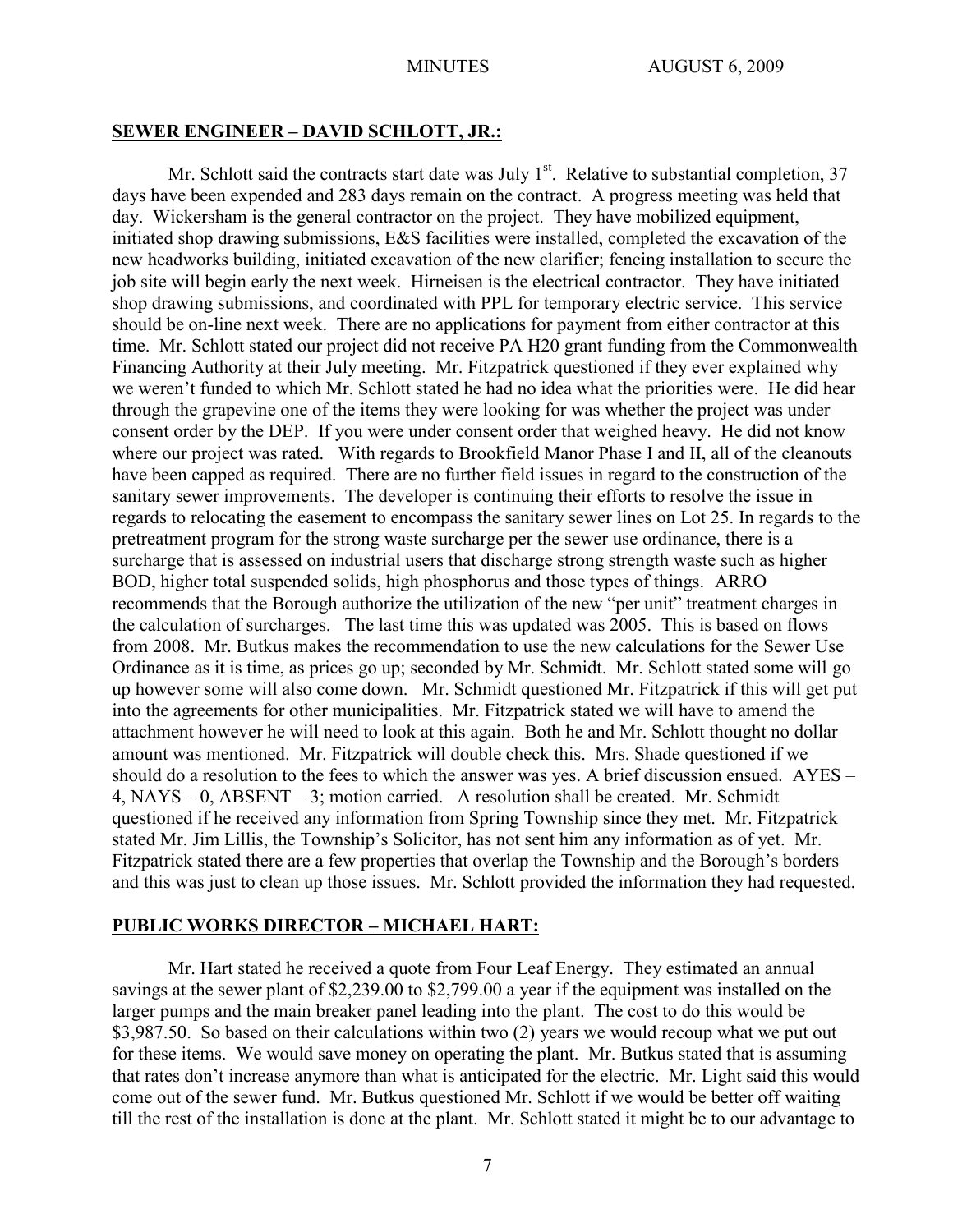## SEWER ENGINEER – DAVID SCHLOTT, JR.:

Mr. Schlott said the contracts start date was July 1st. Relative to substantial completion, 37 days have been expended and 283 days remain on the contract. A progress meeting was held that day. Wickersham is the general contractor on the project. They have mobilized equipment, initiated shop drawing submissions, E&S facilities were installed, completed the excavation of the new headworks building, initiated excavation of the new clarifier; fencing installation to secure the job site will begin early the next week. Hirneisen is the electrical contractor. They have initiated shop drawing submissions, and coordinated with PPL for temporary electric service. This service should be on-line next week. There are no applications for payment from either contractor at this time. Mr. Schlott stated our project did not receive PA H20 grant funding from the Commonwealth Financing Authority at their July meeting. Mr. Fitzpatrick questioned if they ever explained why we weren't funded to which Mr. Schlott stated he had no idea what the priorities were. He did hear through the grapevine one of the items they were looking for was whether the project was under consent order by the DEP. If you were under consent order that weighed heavy. He did not know where our project was rated. With regards to Brookfield Manor Phase I and II, all of the cleanouts have been capped as required. There are no further field issues in regard to the construction of the sanitary sewer improvements. The developer is continuing their efforts to resolve the issue in regards to relocating the easement to encompass the sanitary sewer lines on Lot 25. In regards to the pretreatment program for the strong waste surcharge per the sewer use ordinance, there is a surcharge that is assessed on industrial users that discharge strong strength waste such as higher BOD, higher total suspended solids, high phosphorus and those types of things. ARRO recommends that the Borough authorize the utilization of the new "per unit" treatment charges in the calculation of surcharges. The last time this was updated was 2005. This is based on flows from 2008. Mr. Butkus makes the recommendation to use the new calculations for the Sewer Use Ordinance as it is time, as prices go up; seconded by Mr. Schmidt. Mr. Schlott stated some will go up however some will also come down. Mr. Schmidt questioned Mr. Fitzpatrick if this will get put into the agreements for other municipalities. Mr. Fitzpatrick stated we will have to amend the attachment however he will need to look at this again. Both he and Mr. Schlott thought no dollar amount was mentioned. Mr. Fitzpatrick will double check this. Mrs. Shade questioned if we should do a resolution to the fees to which the answer was yes. A brief discussion ensued. AYES – 4, NAYS – 0, ABSENT – 3; motion carried. A resolution shall be created. Mr. Schmidt questioned if he received any information from Spring Township since they met. Mr. Fitzpatrick stated Mr. Jim Lillis, the Township's Solicitor, has not sent him any information as of yet. Mr. Fitzpatrick stated there are a few properties that overlap the Township and the Borough's borders and this was just to clean up those issues. Mr. Schlott provided the information they had requested.

## PUBLIC WORKS DIRECTOR – MICHAEL HART:

Mr. Hart stated he received a quote from Four Leaf Energy. They estimated an annual savings at the sewer plant of $2,239.00 to $2,799.00 a year if the equipment was installed on the larger pumps and the main breaker panel leading into the plant. The cost to do this would be $3,987.50. So based on their calculations within two (2) years we would recoup what we put out for these items. We would save money on operating the plant. Mr. Butkus stated that is assuming that rates don't increase anymore than what is anticipated for the electric. Mr. Light said this would come out of the sewer fund. Mr. Butkus questioned Mr. Schlott if we would be better off waiting till the rest of the installation is done at the plant. Mr. Schlott stated it might be to our advantage to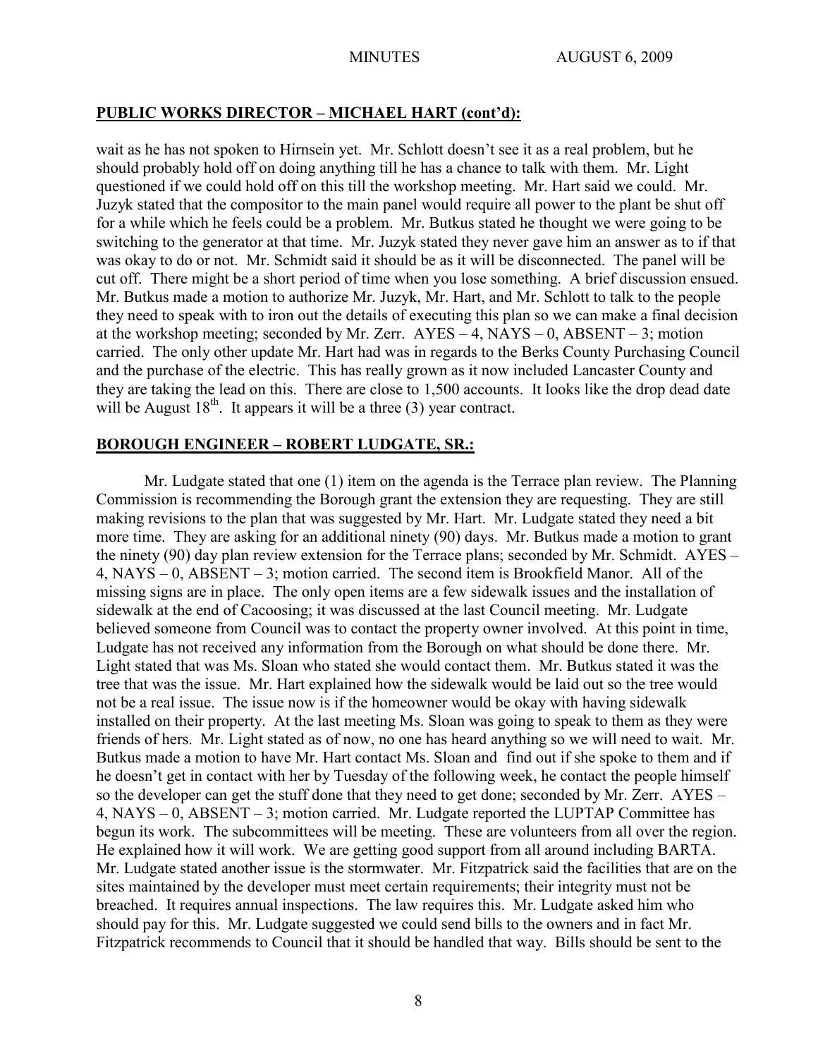## PUBLIC WORKS DIRECTOR – MICHAEL HART (cont'd):

wait as he has not spoken to Hirnsein yet. Mr. Schlott doesn't see it as a real problem, but he should probably hold off on doing anything till he has a chance to talk with them. Mr. Light questioned if we could hold off on this till the workshop meeting. Mr. Hart said we could. Mr. Juzyk stated that the compositor to the main panel would require all power to the plant be shut off for a while which he feels could be a problem. Mr. Butkus stated he thought we were going to be switching to the generator at that time. Mr. Juzyk stated they never gave him an answer as to if that was okay to do or not. Mr. Schmidt said it should be as it will be disconnected. The panel will be cut off. There might be a short period of time when you lose something. A brief discussion ensued. Mr. Butkus made a motion to authorize Mr. Juzyk, Mr. Hart, and Mr. Schlott to talk to the people they need to speak with to iron out the details of executing this plan so we can make a final decision at the workshop meeting; seconded by Mr. Zerr. AYES – 4, NAYS – 0, ABSENT – 3; motion carried. The only other update Mr. Hart had was in regards to the Berks County Purchasing Council and the purchase of the electric. This has really grown as it now included Lancaster County and they are taking the lead on this. There are close to 1,500 accounts. It looks like the drop dead date will be August 18th. It appears it will be a three (3) year contract.

## BOROUGH ENGINEER – ROBERT LUDGATE, SR.:

Mr. Ludgate stated that one (1) item on the agenda is the Terrace plan review. The Planning Commission is recommending the Borough grant the extension they are requesting. They are still making revisions to the plan that was suggested by Mr. Hart. Mr. Ludgate stated they need a bit more time. They are asking for an additional ninety (90) days. Mr. Butkus made a motion to grant the ninety (90) day plan review extension for the Terrace plans; seconded by Mr. Schmidt. AYES – 4, NAYS – 0, ABSENT – 3; motion carried. The second item is Brookfield Manor. All of the missing signs are in place. The only open items are a few sidewalk issues and the installation of sidewalk at the end of Cacoosing; it was discussed at the last Council meeting. Mr. Ludgate believed someone from Council was to contact the property owner involved. At this point in time, Ludgate has not received any information from the Borough on what should be done there. Mr. Light stated that was Ms. Sloan who stated she would contact them. Mr. Butkus stated it was the tree that was the issue. Mr. Hart explained how the sidewalk would be laid out so the tree would not be a real issue. The issue now is if the homeowner would be okay with having sidewalk installed on their property. At the last meeting Ms. Sloan was going to speak to them as they were friends of hers. Mr. Light stated as of now, no one has heard anything so we will need to wait. Mr. Butkus made a motion to have Mr. Hart contact Ms. Sloan and find out if she spoke to them and if he doesn't get in contact with her by Tuesday of the following week, he contact the people himself so the developer can get the stuff done that they need to get done; seconded by Mr. Zerr. AYES – 4, NAYS – 0, ABSENT – 3; motion carried. Mr. Ludgate reported the LUPTAP Committee has begun its work. The subcommittees will be meeting. These are volunteers from all over the region. He explained how it will work. We are getting good support from all around including BARTA. Mr. Ludgate stated another issue is the stormwater. Mr. Fitzpatrick said the facilities that are on the sites maintained by the developer must meet certain requirements; their integrity must not be breached. It requires annual inspections. The law requires this. Mr. Ludgate asked him who should pay for this. Mr. Ludgate suggested we could send bills to the owners and in fact Mr. Fitzpatrick recommends to Council that it should be handled that way. Bills should be sent to the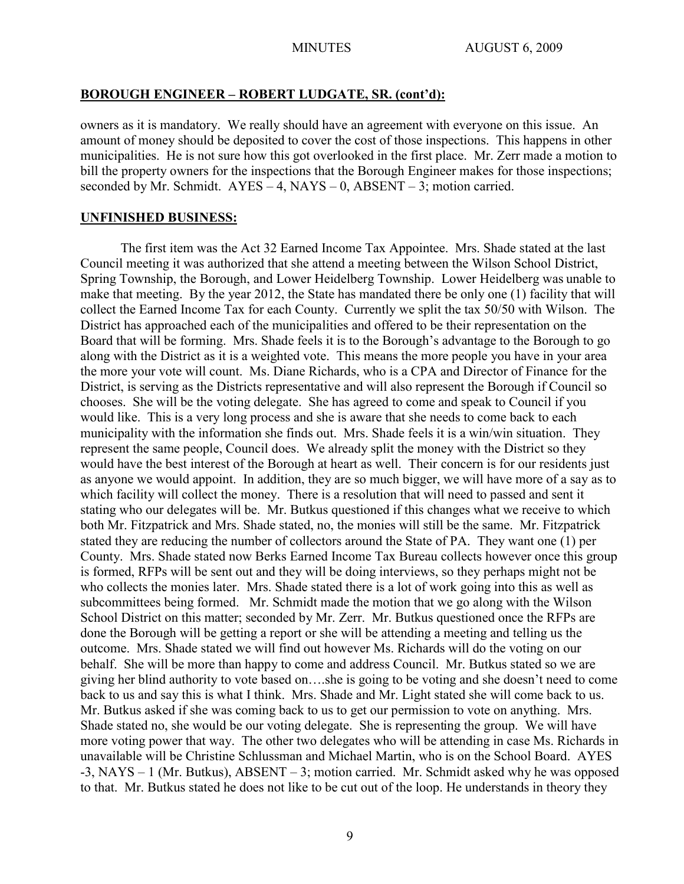## BOROUGH ENGINEER – ROBERT LUDGATE, SR. (cont'd):

owners as it is mandatory. We really should have an agreement with everyone on this issue. An amount of money should be deposited to cover the cost of those inspections. This happens in other municipalities. He is not sure how this got overlooked in the first place. Mr. Zerr made a motion to bill the property owners for the inspections that the Borough Engineer makes for those inspections; seconded by Mr. Schmidt. AYES – 4, NAYS – 0, ABSENT – 3; motion carried.

## UNFINISHED BUSINESS:

The first item was the Act 32 Earned Income Tax Appointee. Mrs. Shade stated at the last Council meeting it was authorized that she attend a meeting between the Wilson School District, Spring Township, the Borough, and Lower Heidelberg Township. Lower Heidelberg was unable to make that meeting. By the year 2012, the State has mandated there be only one (1) facility that will collect the Earned Income Tax for each County. Currently we split the tax 50/50 with Wilson. The District has approached each of the municipalities and offered to be their representation on the Board that will be forming. Mrs. Shade feels it is to the Borough's advantage to the Borough to go along with the District as it is a weighted vote. This means the more people you have in your area the more your vote will count. Ms. Diane Richards, who is a CPA and Director of Finance for the District, is serving as the Districts representative and will also represent the Borough if Council so chooses. She will be the voting delegate. She has agreed to come and speak to Council if you would like. This is a very long process and she is aware that she needs to come back to each municipality with the information she finds out. Mrs. Shade feels it is a win/win situation. They represent the same people, Council does. We already split the money with the District so they would have the best interest of the Borough at heart as well. Their concern is for our residents just as anyone we would appoint. In addition, they are so much bigger, we will have more of a say as to which facility will collect the money. There is a resolution that will need to passed and sent it stating who our delegates will be. Mr. Butkus questioned if this changes what we receive to which both Mr. Fitzpatrick and Mrs. Shade stated, no, the monies will still be the same. Mr. Fitzpatrick stated they are reducing the number of collectors around the State of PA. They want one (1) per County. Mrs. Shade stated now Berks Earned Income Tax Bureau collects however once this group is formed, RFPs will be sent out and they will be doing interviews, so they perhaps might not be who collects the monies later. Mrs. Shade stated there is a lot of work going into this as well as subcommittees being formed. Mr. Schmidt made the motion that we go along with the Wilson School District on this matter; seconded by Mr. Zerr. Mr. Butkus questioned once the RFPs are done the Borough will be getting a report or she will be attending a meeting and telling us the outcome. Mrs. Shade stated we will find out however Ms. Richards will do the voting on our behalf. She will be more than happy to come and address Council. Mr. Butkus stated so we are giving her blind authority to vote based on….she is going to be voting and she doesn't need to come back to us and say this is what I think. Mrs. Shade and Mr. Light stated she will come back to us. Mr. Butkus asked if she was coming back to us to get our permission to vote on anything. Mrs. Shade stated no, she would be our voting delegate. She is representing the group. We will have more voting power that way. The other two delegates who will be attending in case Ms. Richards in unavailable will be Christine Schlussman and Michael Martin, who is on the School Board. AYES -3, NAYS – 1 (Mr. Butkus), ABSENT – 3; motion carried. Mr. Schmidt asked why he was opposed to that. Mr. Butkus stated he does not like to be cut out of the loop. He understands in theory they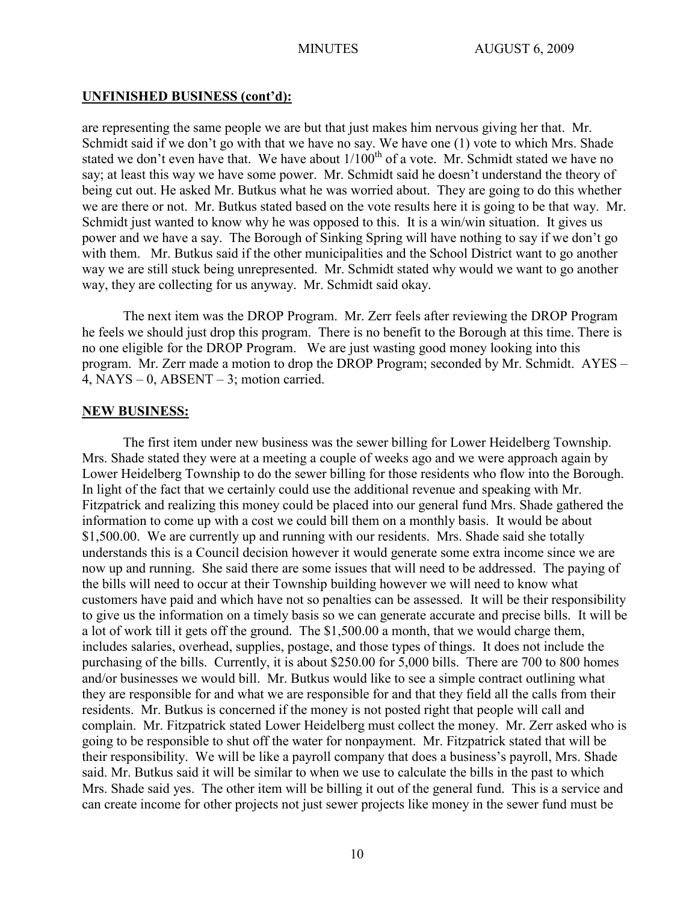## UNFINISHED BUSINESS (cont'd):

are representing the same people we are but that just makes him nervous giving her that. Mr. Schmidt said if we don't go with that we have no say. We have one (1) vote to which Mrs. Shade stated we don't even have that. We have about $1/100^{th}$ of a vote. Mr. Schmidt stated we have no say; at least this way we have some power. Mr. Schmidt said he doesn't understand the theory of being cut out. He asked Mr. Butkus what he was worried about. They are going to do this whether we are there or not. Mr. Butkus stated based on the vote results here it is going to be that way. Mr. Schmidt just wanted to know why he was opposed to this. It is a win/win situation. It gives us power and we have a say. The Borough of Sinking Spring will have nothing to say if we don't go with them. Mr. Butkus said if the other municipalities and the School District want to go another way we are still stuck being unrepresented. Mr. Schmidt stated why would we want to go another way, they are collecting for us anyway. Mr. Schmidt said okay.

The next item was the DROP Program. Mr. Zerr feels after reviewing the DROP Program he feels we should just drop this program. There is no benefit to the Borough at this time. There is no one eligible for the DROP Program. We are just wasting good money looking into this program. Mr. Zerr made a motion to drop the DROP Program; seconded by Mr. Schmidt. AYES – 4, NAYS – 0, ABSENT – 3; motion carried.

## NEW BUSINESS:

The first item under new business was the sewer billing for Lower Heidelberg Township. Mrs. Shade stated they were at a meeting a couple of weeks ago and we were approach again by Lower Heidelberg Township to do the sewer billing for those residents who flow into the Borough. In light of the fact that we certainly could use the additional revenue and speaking with Mr. Fitzpatrick and realizing this money could be placed into our general fund Mrs. Shade gathered the information to come up with a cost we could bill them on a monthly basis. It would be about \$1,500.00. We are currently up and running with our residents. Mrs. Shade said she totally understands this is a Council decision however it would generate some extra income since we are now up and running. She said there are some issues that will need to be addressed. The paying of the bills will need to occur at their Township building however we will need to know what customers have paid and which have not so penalties can be assessed. It will be their responsibility to give us the information on a timely basis so we can generate accurate and precise bills. It will be a lot of work till it gets off the ground. The \$1,500.00 a month, that we would charge them, includes salaries, overhead, supplies, postage, and those types of things. It does not include the purchasing of the bills. Currently, it is about \$250.00 for 5,000 bills. There are 700 to 800 homes and/or businesses we would bill. Mr. Butkus would like to see a simple contract outlining what they are responsible for and what we are responsible for and that they field all the calls from their residents. Mr. Butkus is concerned if the money is not posted right that people will call and complain. Mr. Fitzpatrick stated Lower Heidelberg must collect the money. Mr. Zerr asked who is going to be responsible to shut off the water for nonpayment. Mr. Fitzpatrick stated that will be their responsibility. We will be like a payroll company that does a business's payroll, Mrs. Shade said. Mr. Butkus said it will be similar to when we use to calculate the bills in the past to which Mrs. Shade said yes. The other item will be billing it out of the general fund. This is a service and can create income for other projects not just sewer projects like money in the sewer fund must be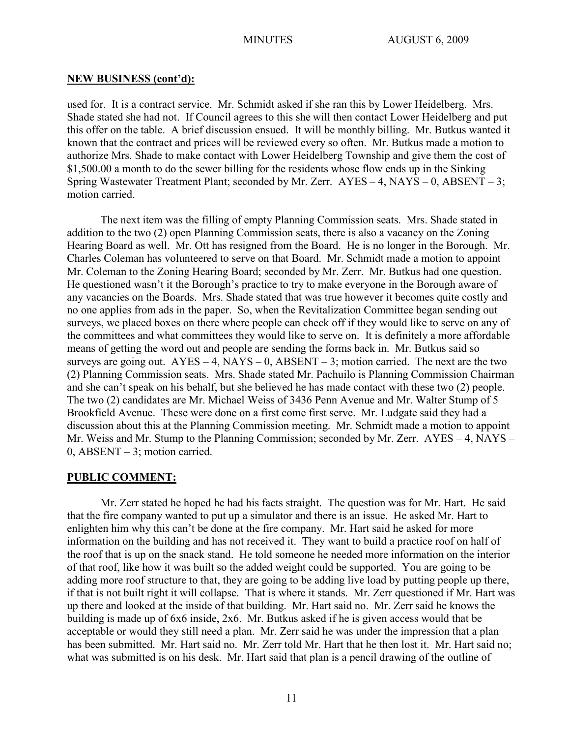## NEW BUSINESS (cont'd):

used for. It is a contract service. Mr. Schmidt asked if she ran this by Lower Heidelberg. Mrs. Shade stated she had not. If Council agrees to this she will then contact Lower Heidelberg and put this offer on the table. A brief discussion ensued. It will be monthly billing. Mr. Butkus wanted it known that the contract and prices will be reviewed every so often. Mr. Butkus made a motion to authorize Mrs. Shade to make contact with Lower Heidelberg Township and give them the cost of $1,500.00 a month to do the sewer billing for the residents whose flow ends up in the Sinking Spring Wastewater Treatment Plant; seconded by Mr. Zerr. AYES – 4, NAYS – 0, ABSENT – 3; motion carried.

The next item was the filling of empty Planning Commission seats. Mrs. Shade stated in addition to the two (2) open Planning Commission seats, there is also a vacancy on the Zoning Hearing Board as well. Mr. Ott has resigned from the Board. He is no longer in the Borough. Mr. Charles Coleman has volunteered to serve on that Board. Mr. Schmidt made a motion to appoint Mr. Coleman to the Zoning Hearing Board; seconded by Mr. Zerr. Mr. Butkus had one question. He questioned wasn't it the Borough's practice to try to make everyone in the Borough aware of any vacancies on the Boards. Mrs. Shade stated that was true however it becomes quite costly and no one applies from ads in the paper. So, when the Revitalization Committee began sending out surveys, we placed boxes on there where people can check off if they would like to serve on any of the committees and what committees they would like to serve on. It is definitely a more affordable means of getting the word out and people are sending the forms back in. Mr. Butkus said so surveys are going out. AYES – 4, NAYS – 0, ABSENT – 3; motion carried. The next are the two (2) Planning Commission seats. Mrs. Shade stated Mr. Pachuilo is Planning Commission Chairman and she can't speak on his behalf, but she believed he has made contact with these two (2) people. The two (2) candidates are Mr. Michael Weiss of 3436 Penn Avenue and Mr. Walter Stump of 5 Brookfield Avenue. These were done on a first come first serve. Mr. Ludgate said they had a discussion about this at the Planning Commission meeting. Mr. Schmidt made a motion to appoint Mr. Weiss and Mr. Stump to the Planning Commission; seconded by Mr. Zerr. AYES – 4, NAYS – 0, ABSENT – 3; motion carried.

## PUBLIC COMMENT:

Mr. Zerr stated he hoped he had his facts straight. The question was for Mr. Hart. He said that the fire company wanted to put up a simulator and there is an issue. He asked Mr. Hart to enlighten him why this can't be done at the fire company. Mr. Hart said he asked for more information on the building and has not received it. They want to build a practice roof on half of the roof that is up on the snack stand. He told someone he needed more information on the interior of that roof, like how it was built so the added weight could be supported. You are going to be adding more roof structure to that, they are going to be adding live load by putting people up there, if that is not built right it will collapse. That is where it stands. Mr. Zerr questioned if Mr. Hart was up there and looked at the inside of that building. Mr. Hart said no. Mr. Zerr said he knows the building is made up of 6x6 inside, 2x6. Mr. Butkus asked if he is given access would that be acceptable or would they still need a plan. Mr. Zerr said he was under the impression that a plan has been submitted. Mr. Hart said no. Mr. Zerr told Mr. Hart that he then lost it. Mr. Hart said no; what was submitted is on his desk. Mr. Hart said that plan is a pencil drawing of the outline of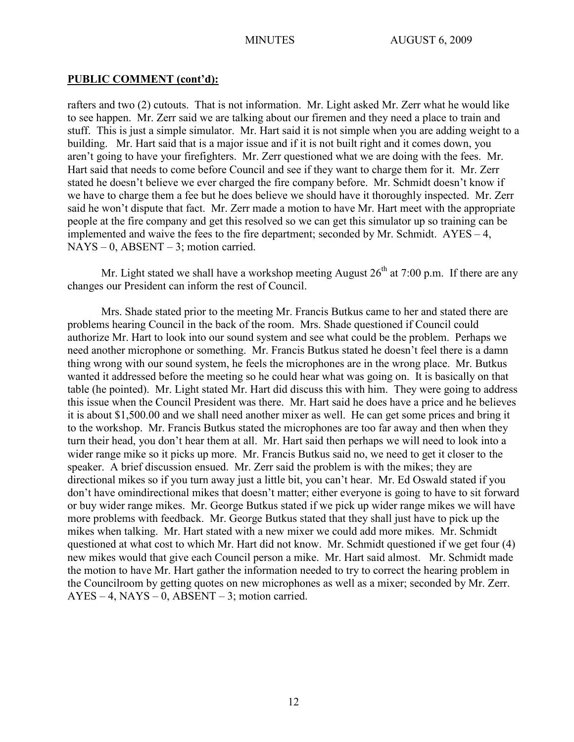**PUBLIC COMMENT (cont'd):**

rafters and two (2) cutouts. That is not information. Mr. Light asked Mr. Zerr what he would like to see happen. Mr. Zerr said we are talking about our firemen and they need a place to train and stuff. This is just a simple simulator. Mr. Hart said it is not simple when you are adding weight to a building. Mr. Hart said that is a major issue and if it is not built right and it comes down, you aren't going to have your firefighters. Mr. Zerr questioned what we are doing with the fees. Mr. Hart said that needs to come before Council and see if they want to charge them for it. Mr. Zerr stated he doesn't believe we ever charged the fire company before. Mr. Schmidt doesn't know if we have to charge them a fee but he does believe we should have it thoroughly inspected. Mr. Zerr said he won't dispute that fact. Mr. Zerr made a motion to have Mr. Hart meet with the appropriate people at the fire company and get this resolved so we can get this simulator up so training can be implemented and waive the fees to the fire department; seconded by Mr. Schmidt. AYES – 4, NAYS – 0, ABSENT – 3; motion carried.

Mr. Light stated we shall have a workshop meeting August 26th at 7:00 p.m. If there are any changes our President can inform the rest of Council.

Mrs. Shade stated prior to the meeting Mr. Francis Butkus came to her and stated there are problems hearing Council in the back of the room. Mrs. Shade questioned if Council could authorize Mr. Hart to look into our sound system and see what could be the problem. Perhaps we need another microphone or something. Mr. Francis Butkus stated he doesn't feel there is a damn thing wrong with our sound system, he feels the microphones are in the wrong place. Mr. Butkus wanted it addressed before the meeting so he could hear what was going on. It is basically on that table (he pointed). Mr. Light stated Mr. Hart did discuss this with him. They were going to address this issue when the Council President was there. Mr. Hart said he does have a price and he believes it is about $1,500.00 and we shall need another mixer as well. He can get some prices and bring it to the workshop. Mr. Francis Butkus stated the microphones are too far away and then when they turn their head, you don't hear them at all. Mr. Hart said then perhaps we will need to look into a wider range mike so it picks up more. Mr. Francis Butkus said no, we need to get it closer to the speaker. A brief discussion ensued. Mr. Zerr said the problem is with the mikes; they are directional mikes so if you turn away just a little bit, you can't hear. Mr. Ed Oswald stated if you don't have omindirectional mikes that doesn't matter; either everyone is going to have to sit forward or buy wider range mikes. Mr. George Butkus stated if we pick up wider range mikes we will have more problems with feedback. Mr. George Butkus stated that they shall just have to pick up the mikes when talking. Mr. Hart stated with a new mixer we could add more mikes. Mr. Schmidt questioned at what cost to which Mr. Hart did not know. Mr. Schmidt questioned if we get four (4) new mikes would that give each Council person a mike. Mr. Hart said almost. Mr. Schmidt made the motion to have Mr. Hart gather the information needed to try to correct the hearing problem in the Councilroom by getting quotes on new microphones as well as a mixer; seconded by Mr. Zerr. AYES – 4, NAYS – 0, ABSENT – 3; motion carried.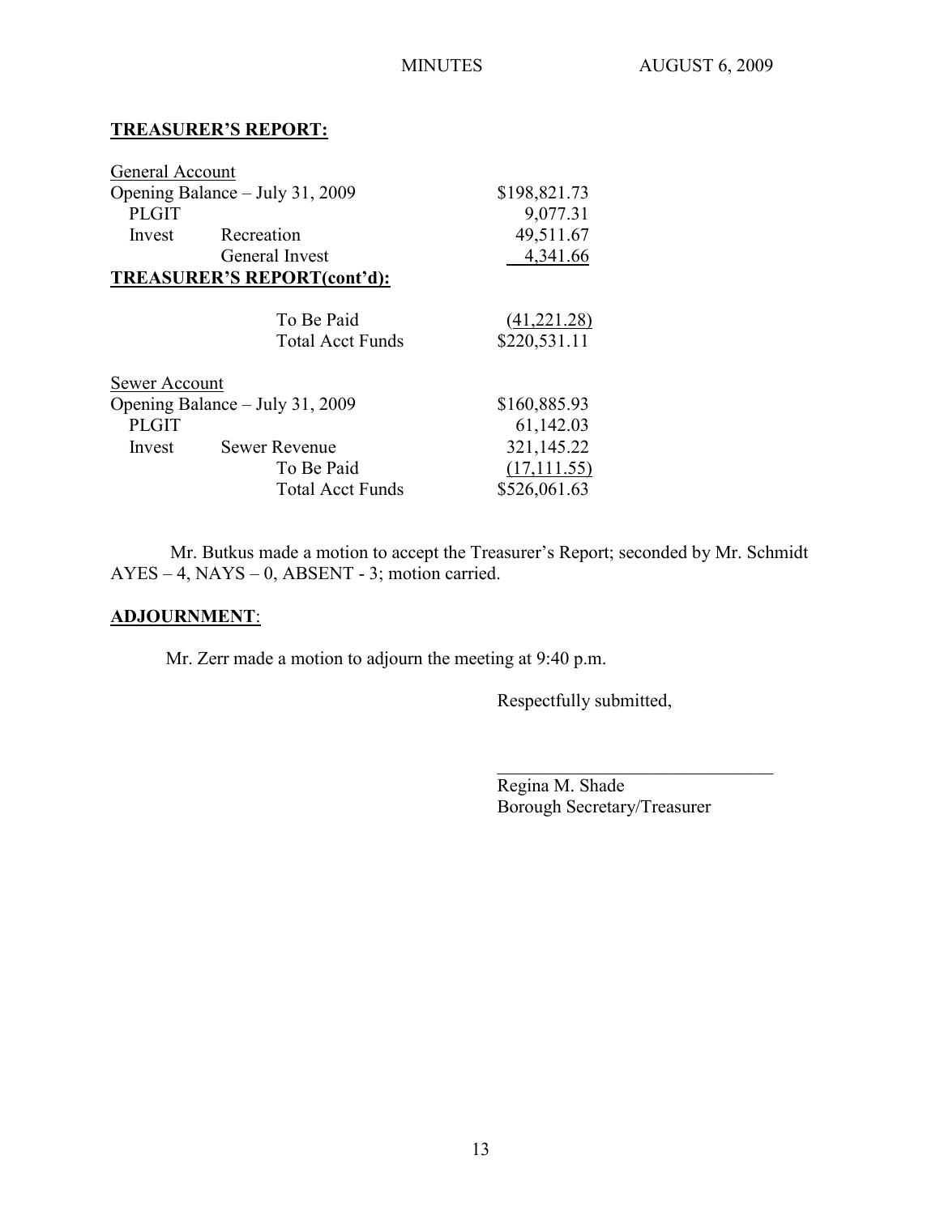## TREASURER'S REPORT:

| | | |
|---|---|---|
| General Account | | |
| Opening Balance – July 31, 2009 | | $198,821.73 |
| PLGIT | | 9,077.31 |
| Invest | Recreation | 49,511.67 |
| | General Invest | 4,341.66 |

## TREASURER'S REPORT(cont'd):

| | | |
|---|---|---|
| | To Be Paid | (41,221.28) |
| | Total Acct Funds | $220,531.11 |
| Sewer Account | | |
| Opening Balance – July 31, 2009 | | $160,885.93 |
| PLGIT | | 61,142.03 |
| Invest | Sewer Revenue | 321,145.22 |
| | To Be Paid | (17,111.55) |
| | Total Acct Funds | $526,061.63 |

Mr. Butkus made a motion to accept the Treasurer's Report; seconded by Mr. Schmidt AYES – 4, NAYS – 0, ABSENT - 3; motion carried.

## ADJOURNMENT:

Mr. Zerr made a motion to adjourn the meeting at 9:40 p.m.

Respectfully submitted,

\_\_\_\_\_\_\_\_\_\_\_\_\_\_\_\_\_\_\_\_\_\_\_\_\_\_\_\_\_\_

Regina M. Shade
Borough Secretary/Treasurer